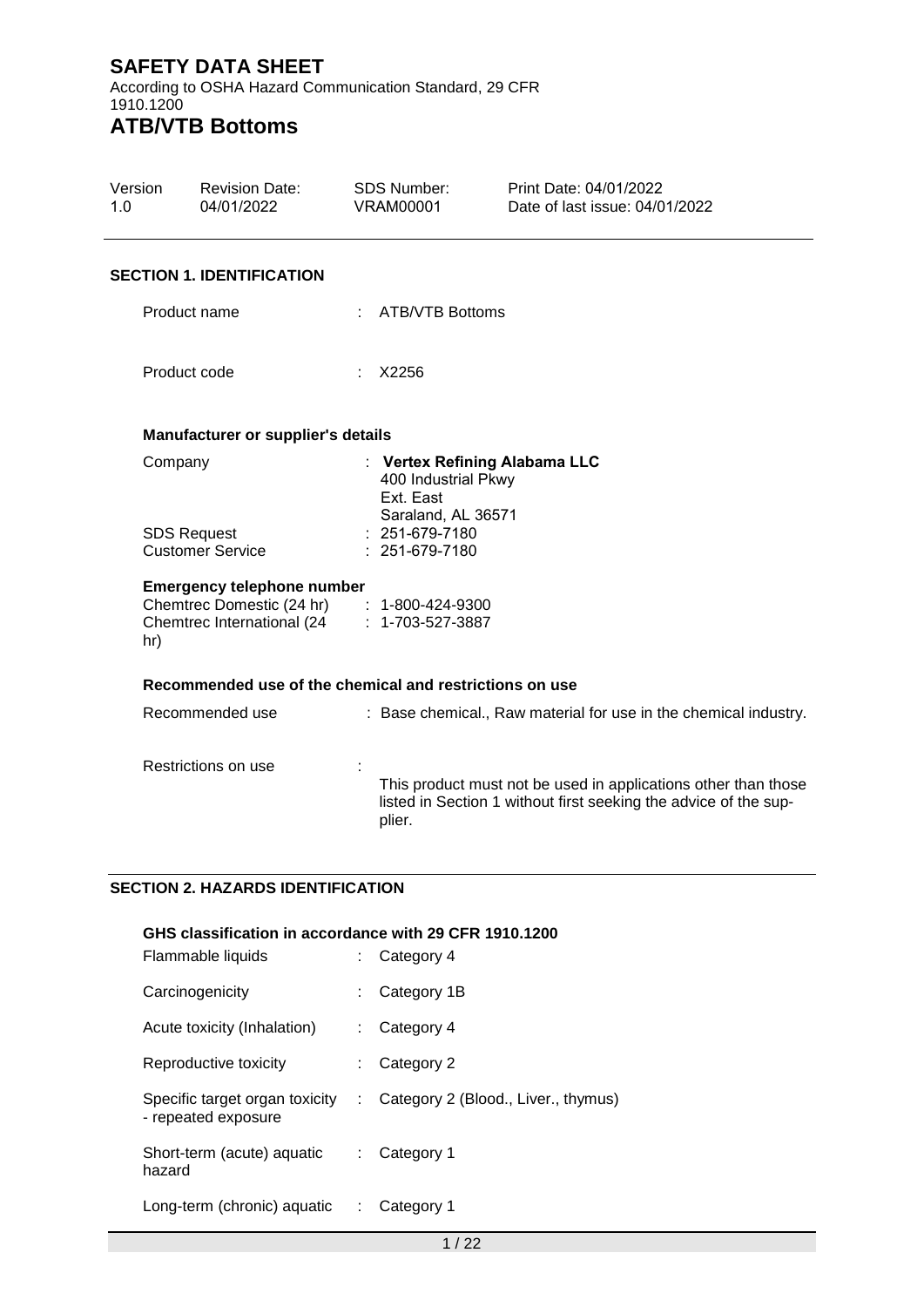# SAFETY DATA SHEET

According to OSHA Hazard Communication Standard, 29 CFR 1910.1200

# ATB/VTB Bottoms

| Version | Revision Date: | SDS Number: | Print Date: 04/01/2022 |
|---|---|---|---|
| 1.0 | 04/01/2022 | VRAM00001 | Date of last issue: 04/01/2022 |

## SECTION 1. IDENTIFICATION

Product name : ATB/VTB Bottoms

Product code : X2256

### Manufacturer or supplier's details

Company : **Vertex Refining Alabama LLC**
400 Industrial Pkwy
Ext. East
Saraland, AL 36571

SDS Request : 251-679-7180

Customer Service : 251-679-7180

### Emergency telephone number

Chemtrec Domestic (24 hr) : 1-800-424-9300

Chemtrec International (24 hr) : 1-703-527-3887

### Recommended use of the chemical and restrictions on use

Recommended use : Base chemical., Raw material for use in the chemical industry.

Restrictions on use : This product must not be used in applications other than those listed in Section 1 without first seeking the advice of the supplier.

## SECTION 2. HAZARDS IDENTIFICATION

### GHS classification in accordance with 29 CFR 1910.1200

Flammable liquids : Category 4

Carcinogenicity : Category 1B

Acute toxicity (Inhalation) : Category 4

Reproductive toxicity : Category 2

Specific target organ toxicity - repeated exposure : Category 2 (Blood., Liver., thymus)

Short-term (acute) aquatic hazard : Category 1

Long-term (chronic) aquatic : Category 1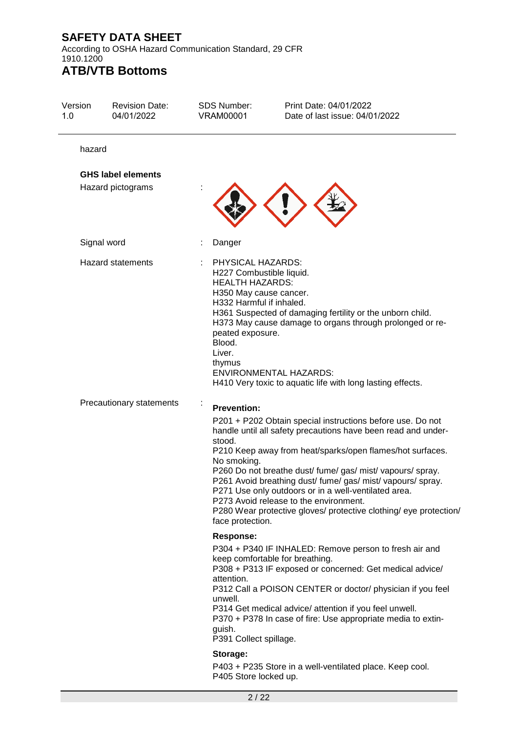hazard

**GHS label elements**

Hazard pictograms :

Signal word : Danger

Hazard statements : PHYSICAL HAZARDS:
H227 Combustible liquid.
HEALTH HAZARDS:
H350 May cause cancer.
H332 Harmful if inhaled.
H361 Suspected of damaging fertility or the unborn child.
H373 May cause damage to organs through prolonged or repeated exposure.
Blood.
Liver.
thymus
ENVIRONMENTAL HAZARDS:
H410 Very toxic to aquatic life with long lasting effects.

Precautionary statements :

**Prevention:**

P201 + P202 Obtain special instructions before use. Do not handle until all safety precautions have been read and understood.
P210 Keep away from heat/sparks/open flames/hot surfaces. No smoking.
P260 Do not breathe dust/ fume/ gas/ mist/ vapours/ spray.
P261 Avoid breathing dust/ fume/ gas/ mist/ vapours/ spray.
P271 Use only outdoors or in a well-ventilated area.
P273 Avoid release to the environment.
P280 Wear protective gloves/ protective clothing/ eye protection/ face protection.

**Response:**

P304 + P340 IF INHALED: Remove person to fresh air and keep comfortable for breathing.
P308 + P313 IF exposed or concerned: Get medical advice/ attention.
P312 Call a POISON CENTER or doctor/ physician if you feel unwell.
P314 Get medical advice/ attention if you feel unwell.
P370 + P378 In case of fire: Use appropriate media to extinguish.
P391 Collect spillage.

**Storage:**

P403 + P235 Store in a well-ventilated place. Keep cool.
P405 Store locked up.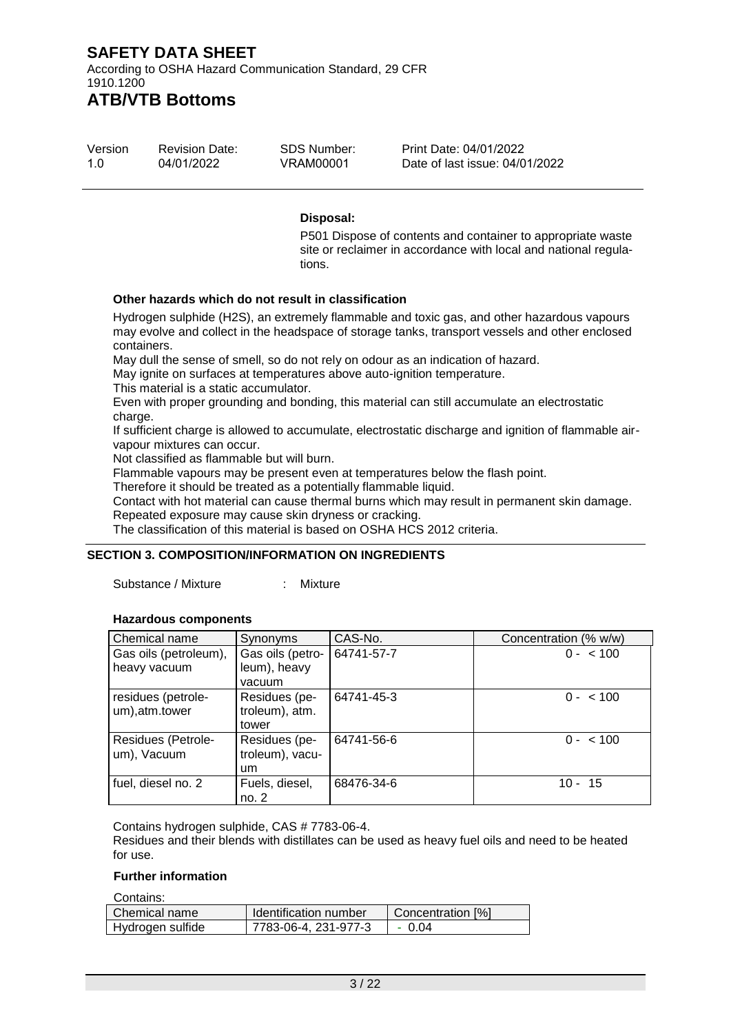**Disposal:**

P501 Dispose of contents and container to appropriate waste site or reclaimer in accordance with local and national regulations.

**Other hazards which do not result in classification**

Hydrogen sulphide ($H_2S$), an extremely flammable and toxic gas, and other hazardous vapours may evolve and collect in the headspace of storage tanks, transport vessels and other enclosed containers.
May dull the sense of smell, so do not rely on odour as an indication of hazard.
May ignite on surfaces at temperatures above auto-ignition temperature.
This material is a static accumulator.
Even with proper grounding and bonding, this material can still accumulate an electrostatic charge.
If sufficient charge is allowed to accumulate, electrostatic discharge and ignition of flammable air-vapour mixtures can occur.
Not classified as flammable but will burn.
Flammable vapours may be present even at temperatures below the flash point.
Therefore it should be treated as a potentially flammable liquid.
Contact with hot material can cause thermal burns which may result in permanent skin damage.
Repeated exposure may cause skin dryness or cracking.
The classification of this material is based on OSHA HCS 2012 criteria.

## SECTION 3. COMPOSITION/INFORMATION ON INGREDIENTS

Substance / Mixture : Mixture

**Hazardous components**

| Chemical name | Synonyms | CAS-No. | Concentration (% w/w) |
|---|---|---|---|
| Gas oils (petroleum), heavy vacuum | Gas oils (petroleum), heavy vacuum | 64741-57-7 | 0 - < 100 |
| residues (petroleum),atm.tower | Residues (petroleum), atm. tower | 64741-45-3 | 0 - < 100 |
| Residues (Petroleum), Vacuum | Residues (petroleum), vacuum | 64741-56-6 | 0 - < 100 |
| fuel, diesel no. 2 | Fuels, diesel, no. 2 | 68476-34-6 | 10 - 15 |

Contains hydrogen sulphide, CAS # 7783-06-4.
Residues and their blends with distillates can be used as heavy fuel oils and need to be heated for use.

**Further information**

Contains:

| Chemical name | Identification number | Concentration [%] |
|---|---|---|
| Hydrogen sulfide | 7783-06-4, 231-977-3 | - 0.04 |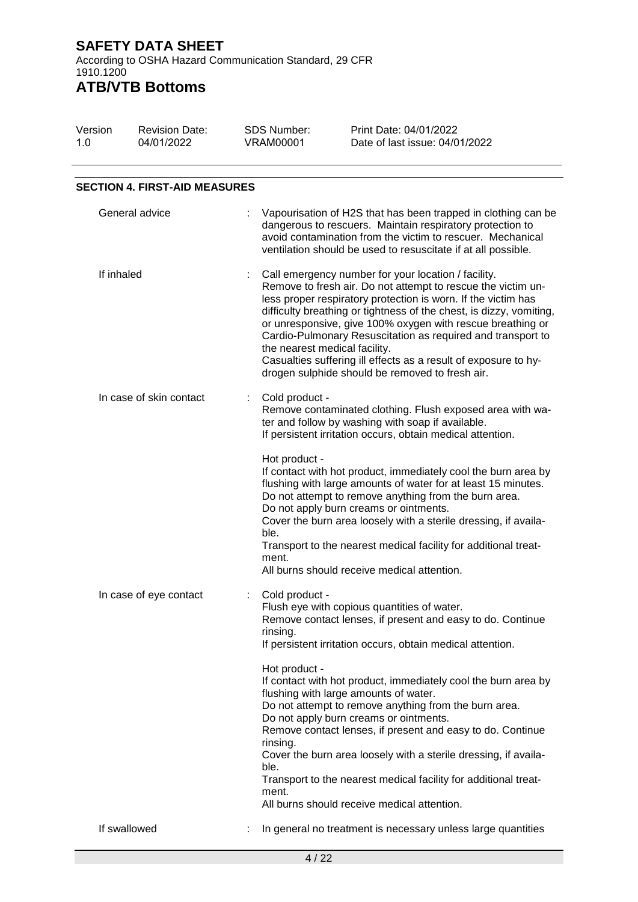## SECTION 4. FIRST-AID MEASURES

**General advice** : Vapourisation of $H_2S$ that has been trapped in clothing can be dangerous to rescuers. Maintain respiratory protection to avoid contamination from the victim to rescuer. Mechanical ventilation should be used to resuscitate if at all possible.

**If inhaled** : Call emergency number for your location / facility.
Remove to fresh air. Do not attempt to rescue the victim unless proper respiratory protection is worn. If the victim has difficulty breathing or tightness of the chest, is dizzy, vomiting, or unresponsive, give 100% oxygen with rescue breathing or Cardio-Pulmonary Resuscitation as required and transport to the nearest medical facility.
Casualties suffering ill effects as a result of exposure to hydrogen sulphide should be removed to fresh air.

**In case of skin contact** : Cold product -
Remove contaminated clothing. Flush exposed area with water and follow by washing with soap if available.
If persistent irritation occurs, obtain medical attention.

Hot product -
If contact with hot product, immediately cool the burn area by flushing with large amounts of water for at least 15 minutes.
Do not attempt to remove anything from the burn area.
Do not apply burn creams or ointments.
Cover the burn area loosely with a sterile dressing, if available.
Transport to the nearest medical facility for additional treatment.
All burns should receive medical attention.

**In case of eye contact** : Cold product -
Flush eye with copious quantities of water.
Remove contact lenses, if present and easy to do. Continue rinsing.
If persistent irritation occurs, obtain medical attention.

Hot product -
If contact with hot product, immediately cool the burn area by flushing with large amounts of water.
Do not attempt to remove anything from the burn area.
Do not apply burn creams or ointments.
Remove contact lenses, if present and easy to do. Continue rinsing.
Cover the burn area loosely with a sterile dressing, if available.
Transport to the nearest medical facility for additional treatment.
All burns should receive medical attention.

**If swallowed** : In general no treatment is necessary unless large quantities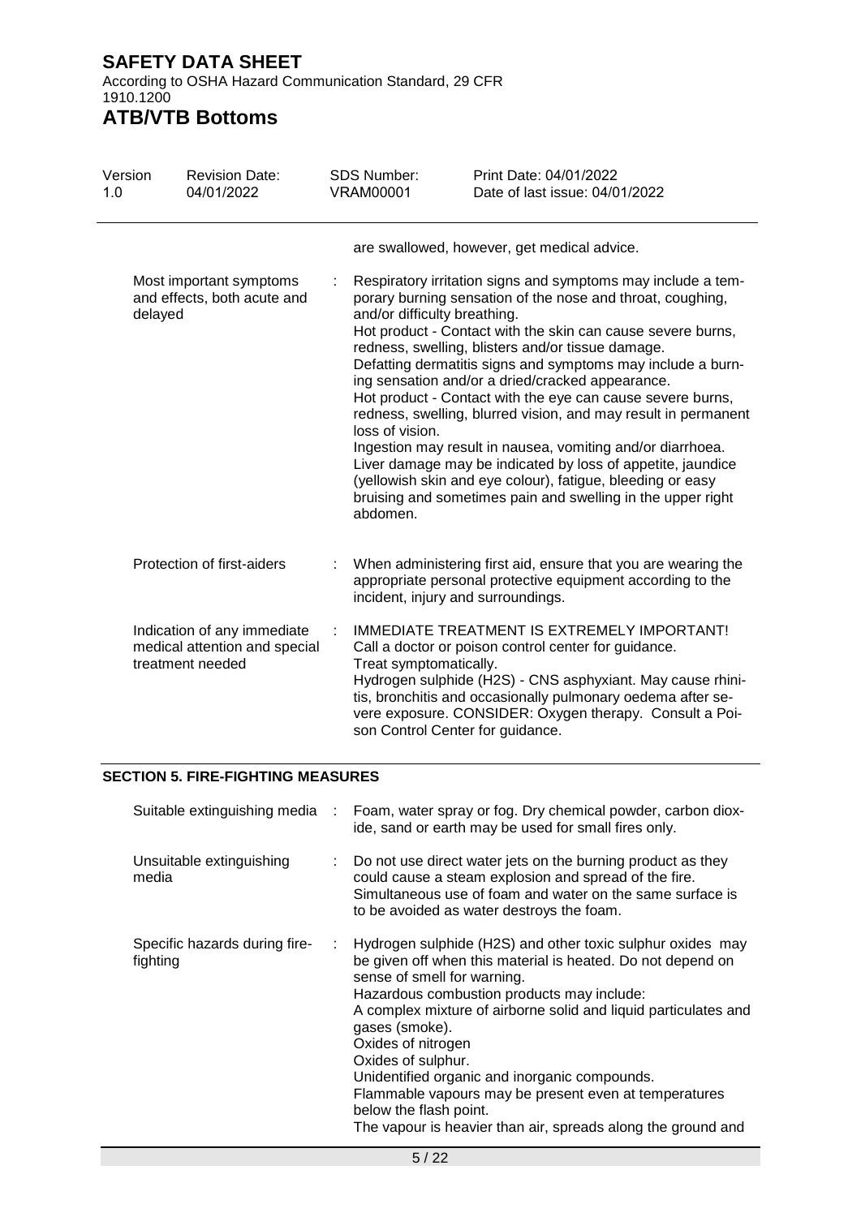are swallowed, however, get medical advice.

| | |
|---|---|
| Most important symptoms and effects, both acute and delayed | Respiratory irritation signs and symptoms may include a temporary burning sensation of the nose and throat, coughing, and/or difficulty breathing.<br>Hot product - Contact with the skin can cause severe burns, redness, swelling, blisters and/or tissue damage.<br>Defatting dermatitis signs and symptoms may include a burning sensation and/or a dried/cracked appearance.<br>Hot product - Contact with the eye can cause severe burns, redness, swelling, blurred vision, and may result in permanent loss of vision.<br>Ingestion may result in nausea, vomiting and/or diarrhoea.<br>Liver damage may be indicated by loss of appetite, jaundice (yellowish skin and eye colour), fatigue, bleeding or easy bruising and sometimes pain and swelling in the upper right abdomen. |
| Protection of first-aiders | When administering first aid, ensure that you are wearing the appropriate personal protective equipment according to the incident, injury and surroundings. |
| Indication of any immediate medical attention and special treatment needed | IMMEDIATE TREATMENT IS EXTREMELY IMPORTANT!<br>Call a doctor or poison control center for guidance.<br>Treat symptomatically.<br>Hydrogen sulphide ($H_2S$) - CNS asphyxiant. May cause rhinitis, bronchitis and occasionally pulmonary oedema after severe exposure. CONSIDER: Oxygen therapy. Consult a Poison Control Center for guidance. |

## SECTION 5. FIRE-FIGHTING MEASURES

| | |
|---|---|
| Suitable extinguishing media | Foam, water spray or fog. Dry chemical powder, carbon dioxide, sand or earth may be used for small fires only. |
| Unsuitable extinguishing media | Do not use direct water jets on the burning product as they could cause a steam explosion and spread of the fire.<br>Simultaneous use of foam and water on the same surface is to be avoided as water destroys the foam. |
| Specific hazards during fire-fighting | Hydrogen sulphide ($H_2S$) and other toxic sulphur oxides may be given off when this material is heated. Do not depend on sense of smell for warning.<br>Hazardous combustion products may include:<br>A complex mixture of airborne solid and liquid particulates and gases (smoke).<br>Oxides of nitrogen<br>Oxides of sulphur.<br>Unidentified organic and inorganic compounds.<br>Flammable vapours may be present even at temperatures below the flash point.<br>The vapour is heavier than air, spreads along the ground and |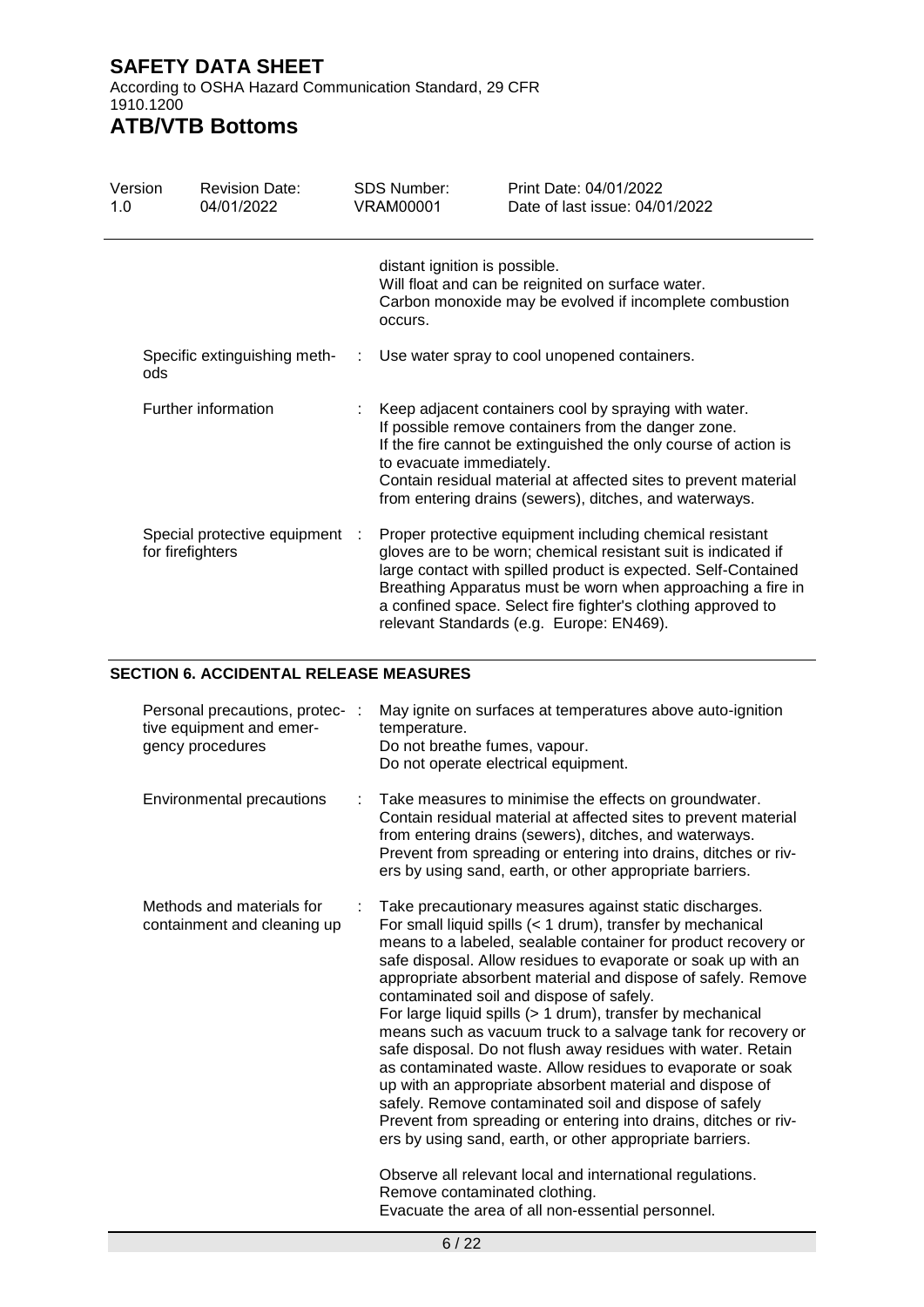distant ignition is possible.
Will float and can be reignited on surface water.
Carbon monoxide may be evolved if incomplete combustion occurs.

| | | |
|---|---|---|
| Specific extinguishing methods | : | Use water spray to cool unopened containers. |
| Further information | : | Keep adjacent containers cool by spraying with water. If possible remove containers from the danger zone. If the fire cannot be extinguished the only course of action is to evacuate immediately. Contain residual material at affected sites to prevent material from entering drains (sewers), ditches, and waterways. |
| Special protective equipment for firefighters | : | Proper protective equipment including chemical resistant gloves are to be worn; chemical resistant suit is indicated if large contact with spilled product is expected. Self-Contained Breathing Apparatus must be worn when approaching a fire in a confined space. Select fire fighter's clothing approved to relevant Standards (e.g. Europe: EN469). |

## SECTION 6. ACCIDENTAL RELEASE MEASURES

| | | |
|---|---|---|
| Personal precautions, protective equipment and emergency procedures | : | May ignite on surfaces at temperatures above auto-ignition temperature. Do not breathe fumes, vapour. Do not operate electrical equipment. |
| Environmental precautions | : | Take measures to minimise the effects on groundwater. Contain residual material at affected sites to prevent material from entering drains (sewers), ditches, and waterways. Prevent from spreading or entering into drains, ditches or rivers by using sand, earth, or other appropriate barriers. |
| Methods and materials for containment and cleaning up | : | Take precautionary measures against static discharges. For small liquid spills (< 1 drum), transfer by mechanical means to a labeled, sealable container for product recovery or safe disposal. Allow residues to evaporate or soak up with an appropriate absorbent material and dispose of safely. Remove contaminated soil and dispose of safely. For large liquid spills (> 1 drum), transfer by mechanical means such as vacuum truck to a salvage tank for recovery or safe disposal. Do not flush away residues with water. Retain as contaminated waste. Allow residues to evaporate or soak up with an appropriate absorbent material and dispose of safely. Remove contaminated soil and dispose of safely Prevent from spreading or entering into drains, ditches or rivers by using sand, earth, or other appropriate barriers.<br><br>Observe all relevant local and international regulations. Remove contaminated clothing. Evacuate the area of all non-essential personnel. |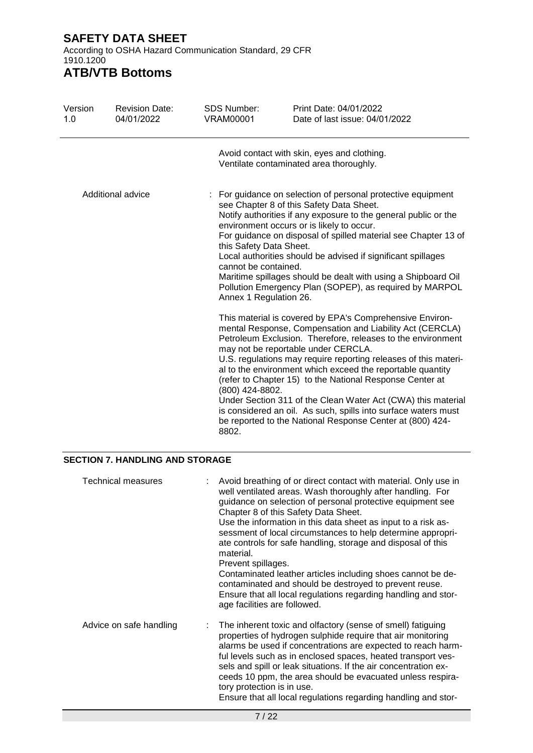Avoid contact with skin, eyes and clothing.
Ventilate contaminated area thoroughly.

| | |
|---|---|
| Additional advice | : For guidance on selection of personal protective equipment see Chapter 8 of this Safety Data Sheet.<br>Notify authorities if any exposure to the general public or the environment occurs or is likely to occur.<br>For guidance on disposal of spilled material see Chapter 13 of this Safety Data Sheet.<br>Local authorities should be advised if significant spillages cannot be contained.<br>Maritime spillages should be dealt with using a Shipboard Oil Pollution Emergency Plan (SOPEP), as required by MARPOL Annex 1 Regulation 26.<br><br>This material is covered by EPA's Comprehensive Environmental Response, Compensation and Liability Act (CERCLA) Petroleum Exclusion. Therefore, releases to the environment may not be reportable under CERCLA.<br>U.S. regulations may require reporting releases of this material to the environment which exceed the reportable quantity (refer to Chapter 15) to the National Response Center at (800) 424-8802.<br>Under Section 311 of the Clean Water Act (CWA) this material is considered an oil. As such, spills into surface waters must be reported to the National Response Center at (800) 424-8802. |

## SECTION 7. HANDLING AND STORAGE

| | |
|---|---|
| Technical measures | : Avoid breathing of or direct contact with material. Only use in well ventilated areas. Wash thoroughly after handling. For guidance on selection of personal protective equipment see Chapter 8 of this Safety Data Sheet.<br>Use the information in this data sheet as input to a risk assessment of local circumstances to help determine appropriate controls for safe handling, storage and disposal of this material.<br>Prevent spillages.<br>Contaminated leather articles including shoes cannot be decontaminated and should be destroyed to prevent reuse.<br>Ensure that all local regulations regarding handling and storage facilities are followed. |
| Advice on safe handling | : The inherent toxic and olfactory (sense of smell) fatiguing properties of hydrogen sulphide require that air monitoring alarms be used if concentrations are expected to reach harmful levels such as in enclosed spaces, heated transport vessels and spill or leak situations. If the air concentration exceeds 10 ppm, the area should be evacuated unless respiratory protection is in use.<br>Ensure that all local regulations regarding handling and stor- |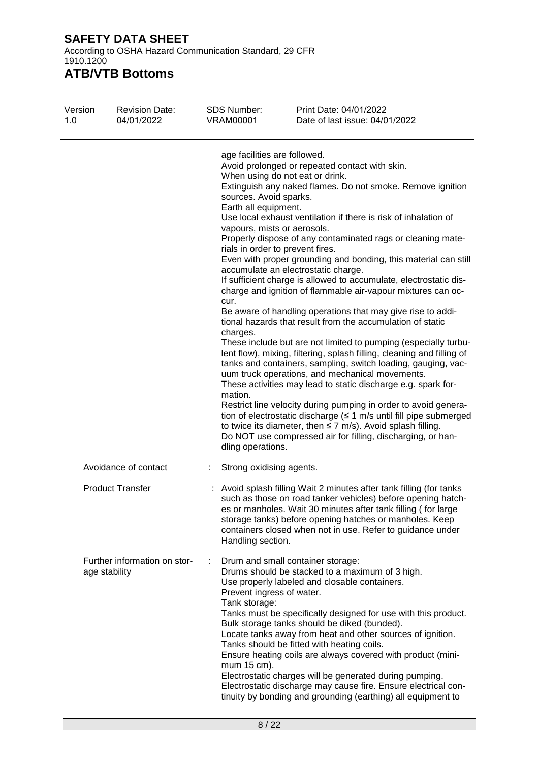age facilities are followed.
Avoid prolonged or repeated contact with skin.
When using do not eat or drink.
Extinguish any naked flames. Do not smoke. Remove ignition sources. Avoid sparks.
Earth all equipment.
Use local exhaust ventilation if there is risk of inhalation of vapours, mists or aerosols.
Properly dispose of any contaminated rags or cleaning materials in order to prevent fires.
Even with proper grounding and bonding, this material can still accumulate an electrostatic charge.
If sufficient charge is allowed to accumulate, electrostatic discharge and ignition of flammable air-vapour mixtures can occur.
Be aware of handling operations that may give rise to additional hazards that result from the accumulation of static charges.
These include but are not limited to pumping (especially turbulent flow), mixing, filtering, splash filling, cleaning and filling of tanks and containers, sampling, switch loading, gauging, vacuum truck operations, and mechanical movements.
These activities may lead to static discharge e.g. spark formation.
Restrict line velocity during pumping in order to avoid generation of electrostatic discharge (≤ 1 m/s until fill pipe submerged to twice its diameter, then ≤ 7 m/s). Avoid splash filling.
Do NOT use compressed air for filling, discharging, or handling operations.

| | | |
|---|---|---|
| Avoidance of contact | : | Strong oxidising agents. |
| Product Transfer | : | Avoid splash filling Wait 2 minutes after tank filling (for tanks such as those on road tanker vehicles) before opening hatches or manholes. Wait 30 minutes after tank filling ( for large storage tanks) before opening hatches or manholes. Keep containers closed when not in use. Refer to guidance under Handling section. |
| Further information on storage stability | : | Drum and small container storage:<br>Drums should be stacked to a maximum of 3 high.<br>Use properly labeled and closable containers.<br>Prevent ingress of water.<br>Tank storage:<br>Tanks must be specifically designed for use with this product.<br>Bulk storage tanks should be diked (bunded).<br>Locate tanks away from heat and other sources of ignition.<br>Tanks should be fitted with heating coils.<br>Ensure heating coils are always covered with product (minimum 15 cm).<br>Electrostatic charges will be generated during pumping.<br>Electrostatic discharge may cause fire. Ensure electrical continuity by bonding and grounding (earthing) all equipment to |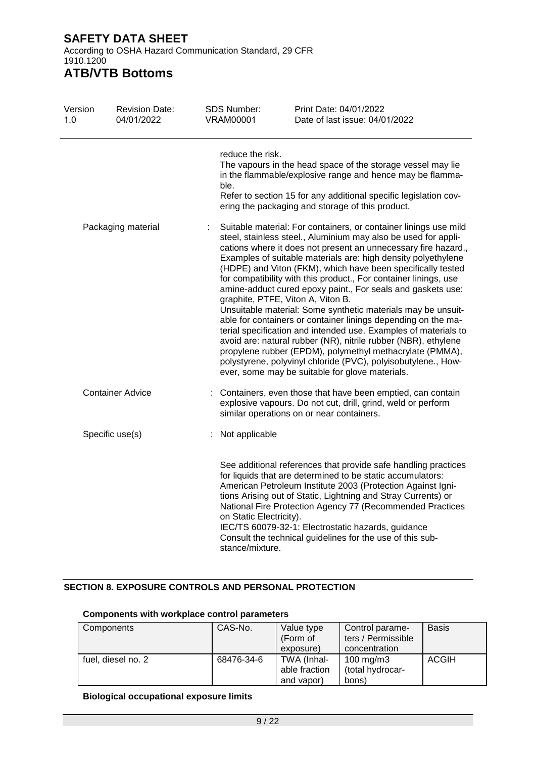reduce the risk.
The vapours in the head space of the storage vessel may lie in the flammable/explosive range and hence may be flammable.
Refer to section 15 for any additional specific legislation covering the packaging and storage of this product.

Packaging material : Suitable material: For containers, or container linings use mild steel, stainless steel., Aluminium may also be used for applications where it does not present an unnecessary fire hazard., Examples of suitable materials are: high density polyethylene (HDPE) and Viton (FKM), which have been specifically tested for compatibility with this product., For container linings, use amine-adduct cured epoxy paint., For seals and gaskets use: graphite, PTFE, Viton A, Viton B.
Unsuitable material: Some synthetic materials may be unsuitable for containers or container linings depending on the material specification and intended use. Examples of materials to avoid are: natural rubber (NR), nitrile rubber (NBR), ethylene propylene rubber (EPDM), polymethyl methacrylate (PMMA), polystyrene, polyvinyl chloride (PVC), polyisobutylene., However, some may be suitable for glove materials.

Container Advice : Containers, even those that have been emptied, can contain explosive vapours. Do not cut, drill, grind, weld or perform similar operations on or near containers.

Specific use(s) : Not applicable

See additional references that provide safe handling practices for liquids that are determined to be static accumulators: American Petroleum Institute 2003 (Protection Against Ignitions Arising out of Static, Lightning and Stray Currents) or National Fire Protection Agency 77 (Recommended Practices on Static Electricity).
IEC/TS 60079-32-1: Electrostatic hazards, guidance
Consult the technical guidelines for the use of this substance/mixture.

## SECTION 8. EXPOSURE CONTROLS AND PERSONAL PROTECTION

**Components with workplace control parameters**

| Components | CAS-No. | Value type (Form of exposure) | Control parameters / Permissible concentration | Basis |
|---|---|---|---|---|
| fuel, diesel no. 2 | 68476-34-6 | TWA (Inhalable fraction and vapor) | 100 mg/m3 (total hydrocarbons) | ACGIH |

**Biological occupational exposure limits**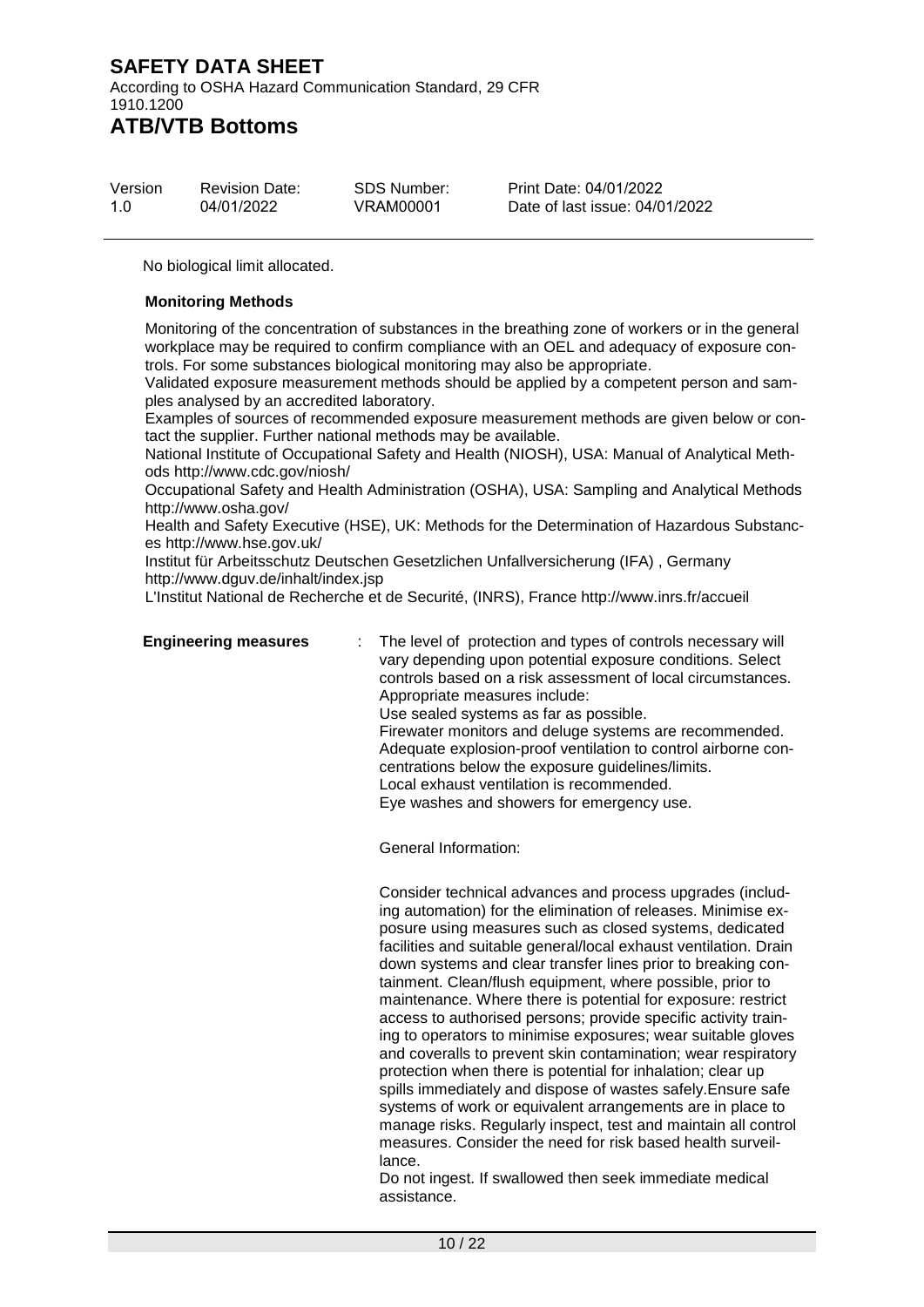No biological limit allocated.

**Monitoring Methods**

Monitoring of the concentration of substances in the breathing zone of workers or in the general workplace may be required to confirm compliance with an OEL and adequacy of exposure controls. For some substances biological monitoring may also be appropriate.
Validated exposure measurement methods should be applied by a competent person and samples analysed by an accredited laboratory.
Examples of sources of recommended exposure measurement methods are given below or contact the supplier. Further national methods may be available.
National Institute of Occupational Safety and Health (NIOSH), USA: Manual of Analytical Methods http://www.cdc.gov/niosh/
Occupational Safety and Health Administration (OSHA), USA: Sampling and Analytical Methods http://www.osha.gov/
Health and Safety Executive (HSE), UK: Methods for the Determination of Hazardous Substances http://www.hse.gov.uk/
Institut für Arbeitsschutz Deutschen Gesetzlichen Unfallversicherung (IFA) , Germany http://www.dguv.de/inhalt/index.jsp
L'Institut National de Recherche et de Securité, (INRS), France http://www.inrs.fr/accueil

**Engineering measures** : The level of protection and types of controls necessary will vary depending upon potential exposure conditions. Select controls based on a risk assessment of local circumstances.
Appropriate measures include:
Use sealed systems as far as possible.
Firewater monitors and deluge systems are recommended.
Adequate explosion-proof ventilation to control airborne concentrations below the exposure guidelines/limits.
Local exhaust ventilation is recommended.
Eye washes and showers for emergency use.

General Information:

Consider technical advances and process upgrades (including automation) for the elimination of releases. Minimise exposure using measures such as closed systems, dedicated facilities and suitable general/local exhaust ventilation. Drain down systems and clear transfer lines prior to breaking containment. Clean/flush equipment, where possible, prior to maintenance. Where there is potential for exposure: restrict access to authorised persons; provide specific activity training to operators to minimise exposures; wear suitable gloves and coveralls to prevent skin contamination; wear respiratory protection when there is potential for inhalation; clear up spills immediately and dispose of wastes safely.Ensure safe systems of work or equivalent arrangements are in place to manage risks. Regularly inspect, test and maintain all control measures. Consider the need for risk based health surveillance.
Do not ingest. If swallowed then seek immediate medical assistance.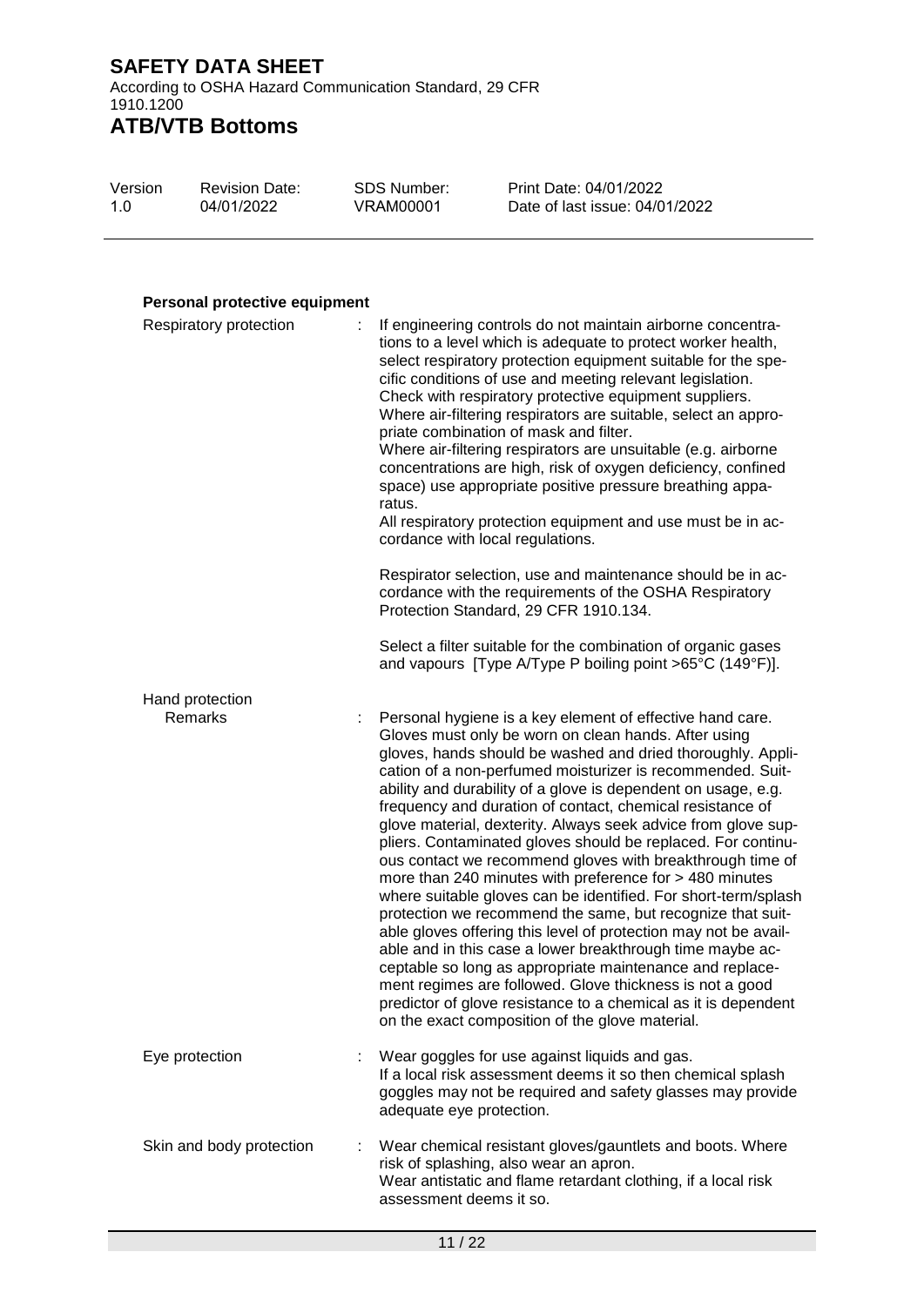### Personal protective equipment

Respiratory protection : If engineering controls do not maintain airborne concentrations to a level which is adequate to protect worker health, select respiratory protection equipment suitable for the specific conditions of use and meeting relevant legislation. Check with respiratory protective equipment suppliers. Where air-filtering respirators are suitable, select an appropriate combination of mask and filter.
Where air-filtering respirators are unsuitable (e.g. airborne concentrations are high, risk of oxygen deficiency, confined space) use appropriate positive pressure breathing apparatus.
All respiratory protection equipment and use must be in accordance with local regulations.

Respirator selection, use and maintenance should be in accordance with the requirements of the OSHA Respiratory Protection Standard, 29 CFR 1910.134.

Select a filter suitable for the combination of organic gases and vapours [Type A/Type P boiling point >65°C (149°F)].

Hand protection

Remarks : Personal hygiene is a key element of effective hand care. Gloves must only be worn on clean hands. After using gloves, hands should be washed and dried thoroughly. Application of a non-perfumed moisturizer is recommended. Suitability and durability of a glove is dependent on usage, e.g. frequency and duration of contact, chemical resistance of glove material, dexterity. Always seek advice from glove suppliers. Contaminated gloves should be replaced. For continuous contact we recommend gloves with breakthrough time of more than 240 minutes with preference for > 480 minutes where suitable gloves can be identified. For short-term/splash protection we recommend the same, but recognize that suitable gloves offering this level of protection may not be available and in this case a lower breakthrough time maybe acceptable so long as appropriate maintenance and replacement regimes are followed. Glove thickness is not a good predictor of glove resistance to a chemical as it is dependent on the exact composition of the glove material.

Eye protection : Wear goggles for use against liquids and gas.
If a local risk assessment deems it so then chemical splash goggles may not be required and safety glasses may provide adequate eye protection.

Skin and body protection : Wear chemical resistant gloves/gauntlets and boots. Where risk of splashing, also wear an apron.
Wear antistatic and flame retardant clothing, if a local risk assessment deems it so.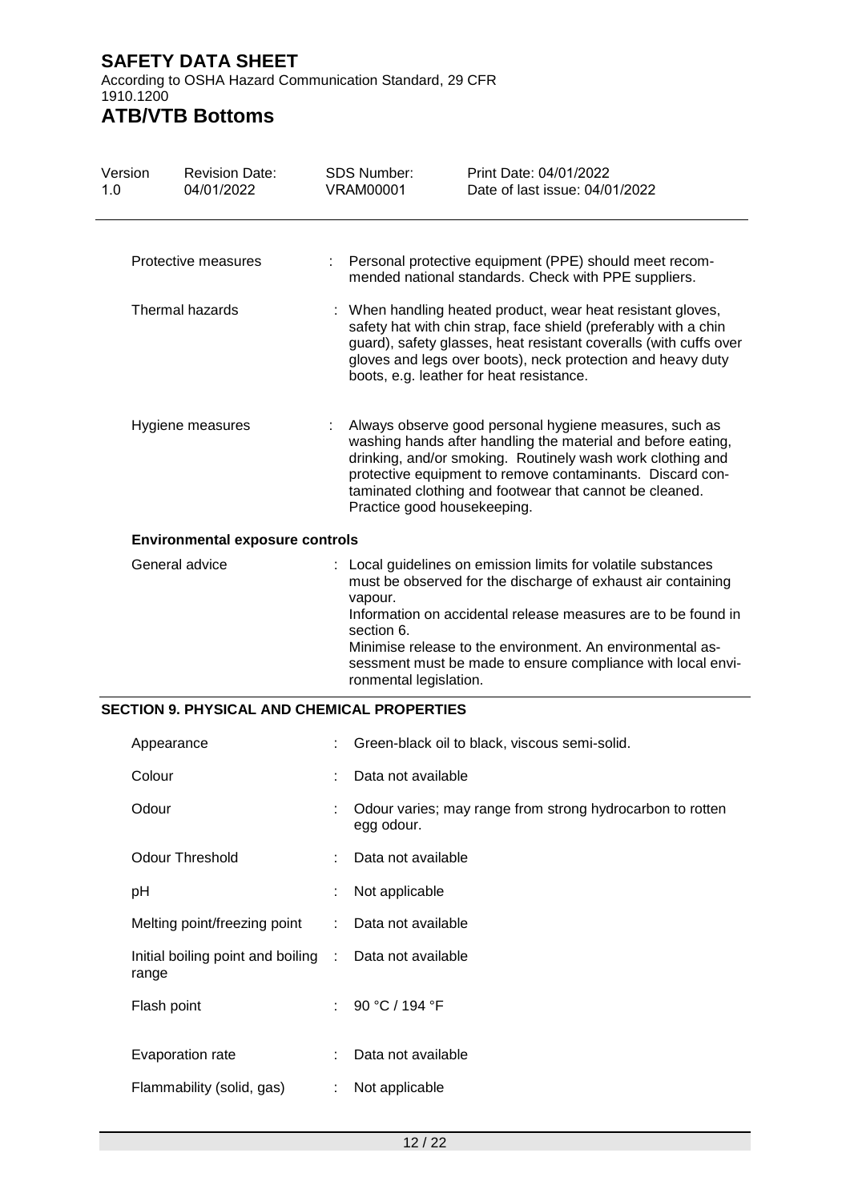| | |
|---|---|
| Protective measures | : Personal protective equipment (PPE) should meet recommended national standards. Check with PPE suppliers. |
| Thermal hazards | : When handling heated product, wear heat resistant gloves, safety hat with chin strap, face shield (preferably with a chin guard), safety glasses, heat resistant coveralls (with cuffs over gloves and legs over boots), neck protection and heavy duty boots, e.g. leather for heat resistance. |
| Hygiene measures | : Always observe good personal hygiene measures, such as washing hands after handling the material and before eating, drinking, and/or smoking. Routinely wash work clothing and protective equipment to remove contaminants. Discard contaminated clothing and footwear that cannot be cleaned. Practice good housekeeping. |

**Environmental exposure controls**

| | |
|---|---|
| General advice | : Local guidelines on emission limits for volatile substances must be observed for the discharge of exhaust air containing vapour. Information on accidental release measures are to be found in section 6. Minimise release to the environment. An environmental assessment must be made to ensure compliance with local environmental legislation. |

## SECTION 9. PHYSICAL AND CHEMICAL PROPERTIES

| | |
|---|---|
| Appearance | : Green-black oil to black, viscous semi-solid. |
| Colour | : Data not available |
| Odour | : Odour varies; may range from strong hydrocarbon to rotten egg odour. |
| Odour Threshold | : Data not available |
| pH | : Not applicable |
| Melting point/freezing point | : Data not available |
| Initial boiling point and boiling range | : Data not available |
| Flash point | : 90 °C / 194 °F |
| Evaporation rate | : Data not available |
| Flammability (solid, gas) | : Not applicable |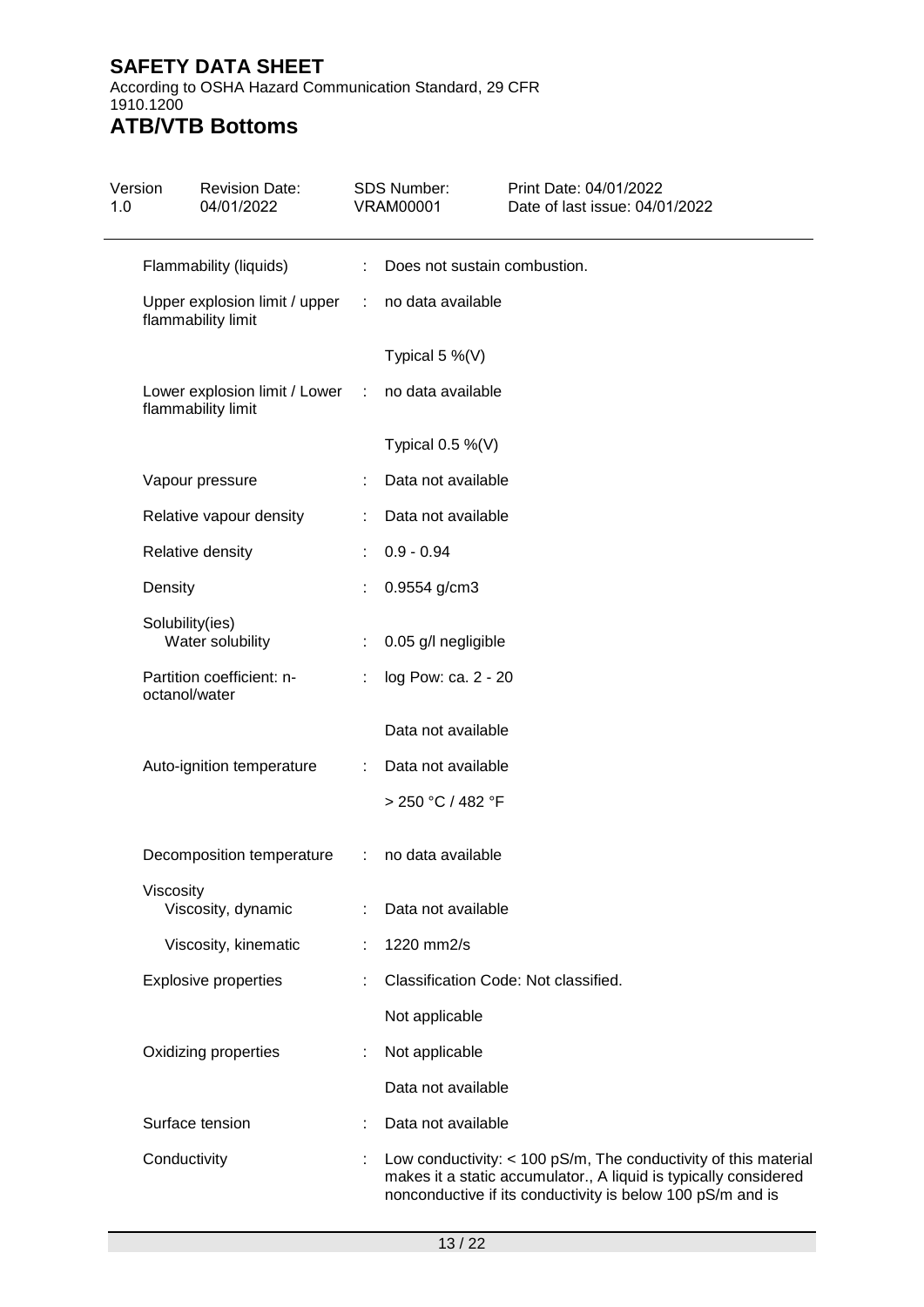| Property | | Value |
|---|---|---|
| Flammability (liquids) | : | Does not sustain combustion. |
| Upper explosion limit / upper flammability limit | : | no data available |
| | | Typical 5 %(V) |
| Lower explosion limit / Lower flammability limit | : | no data available |
| | | Typical 0.5 %(V) |
| Vapour pressure | : | Data not available |
| Relative vapour density | : | Data not available |
| Relative density | : | 0.9 - 0.94 |
| Density | : | 0.9554 g/cm3 |
| Solubility(ies) | | |
| Water solubility | : | 0.05 g/l negligible |
| Partition coefficient: n-octanol/water | : | log Pow: ca. 2 - 20 |
| | | Data not available |
| Auto-ignition temperature | : | Data not available |
| | | > 250 °C / 482 °F |
| Decomposition temperature | : | no data available |
| Viscosity | | |
| Viscosity, dynamic | : | Data not available |
| Viscosity, kinematic | : | 1220 mm2/s |
| Explosive properties | : | Classification Code: Not classified. |
| | | Not applicable |
| Oxidizing properties | : | Not applicable |
| | | Data not available |
| Surface tension | : | Data not available |
| Conductivity | : | Low conductivity: < 100 pS/m, The conductivity of this material makes it a static accumulator., A liquid is typically considered nonconductive if its conductivity is below 100 pS/m and is |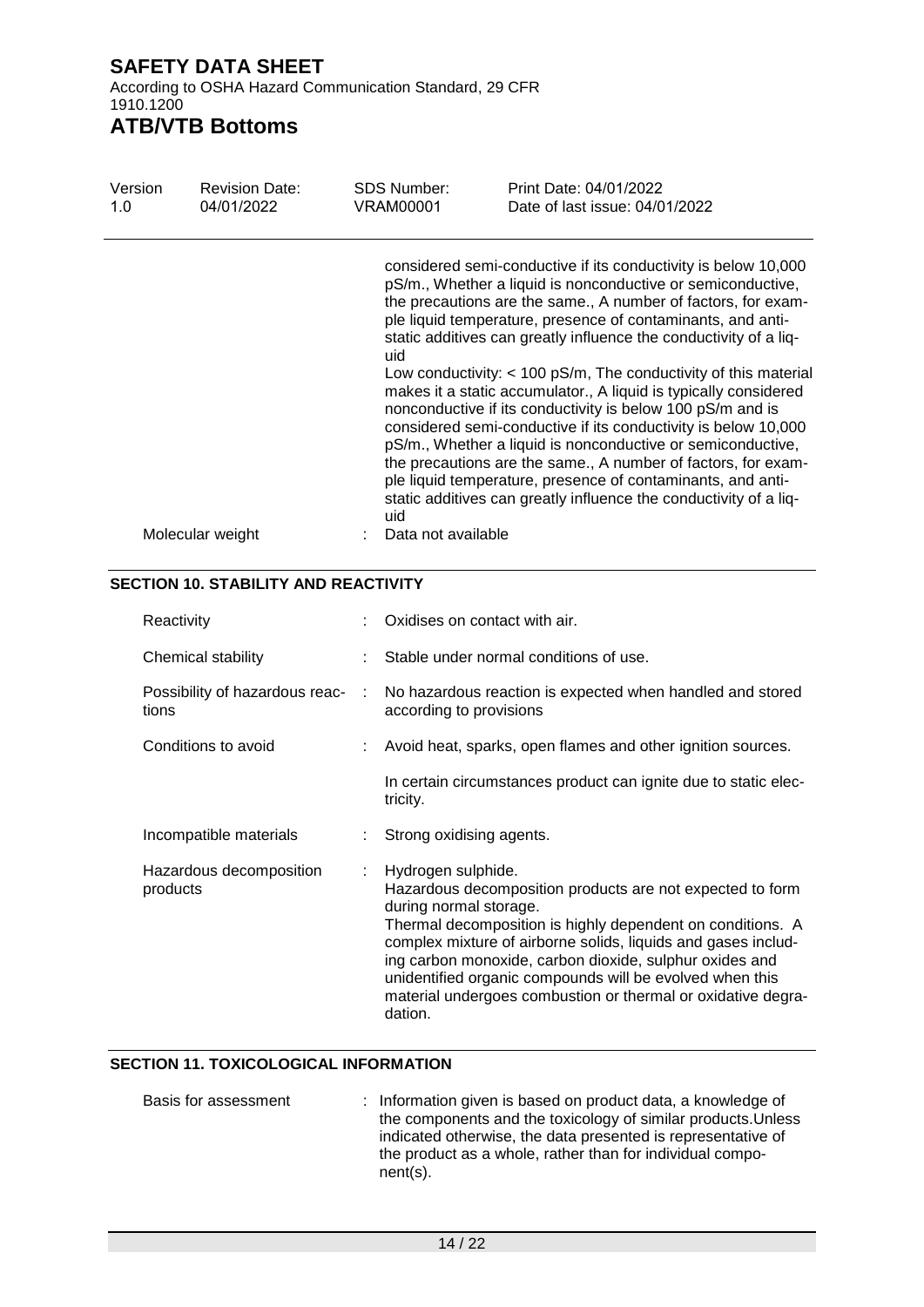considered semi-conductive if its conductivity is below 10,000 pS/m., Whether a liquid is nonconductive or semiconductive, the precautions are the same., A number of factors, for example liquid temperature, presence of contaminants, and anti-static additives can greatly influence the conductivity of a liquid

Low conductivity: < 100 pS/m, The conductivity of this material makes it a static accumulator., A liquid is typically considered nonconductive if its conductivity is below 100 pS/m and is considered semi-conductive if its conductivity is below 10,000 pS/m., Whether a liquid is nonconductive or semiconductive, the precautions are the same., A number of factors, for example liquid temperature, presence of contaminants, and anti-static additives can greatly influence the conductivity of a liquid

Molecular weight : Data not available

## SECTION 10. STABILITY AND REACTIVITY

Reactivity : Oxidises on contact with air.

Chemical stability : Stable under normal conditions of use.

Possibility of hazardous reactions : No hazardous reaction is expected when handled and stored according to provisions

Conditions to avoid : Avoid heat, sparks, open flames and other ignition sources.

In certain circumstances product can ignite due to static electricity.

Incompatible materials : Strong oxidising agents.

Hazardous decomposition products : Hydrogen sulphide.
Hazardous decomposition products are not expected to form during normal storage.
Thermal decomposition is highly dependent on conditions. A complex mixture of airborne solids, liquids and gases including carbon monoxide, carbon dioxide, sulphur oxides and unidentified organic compounds will be evolved when this material undergoes combustion or thermal or oxidative degradation.

## SECTION 11. TOXICOLOGICAL INFORMATION

Basis for assessment : Information given is based on product data, a knowledge of the components and the toxicology of similar products.Unless indicated otherwise, the data presented is representative of the product as a whole, rather than for individual component(s).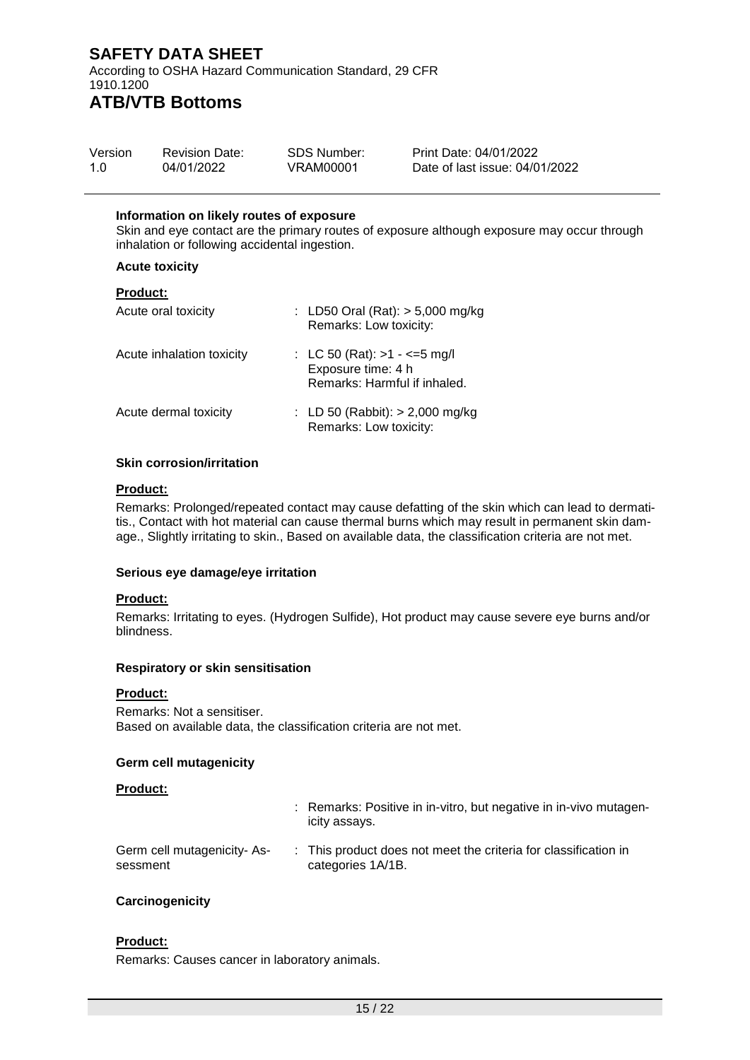#### Information on likely routes of exposure

Skin and eye contact are the primary routes of exposure although exposure may occur through inhalation or following accidental ingestion.

#### Acute toxicity

**Product:**

| | |
|---|---|
| Acute oral toxicity | : LD50 Oral (Rat): > 5,000 mg/kg<br>Remarks: Low toxicity: |
| Acute inhalation toxicity | : LC 50 (Rat): >1 - <=5 mg/l<br>Exposure time: 4 h<br>Remarks: Harmful if inhaled. |
| Acute dermal toxicity | : LD 50 (Rabbit): > 2,000 mg/kg<br>Remarks: Low toxicity: |

#### Skin corrosion/irritation

**Product:**

Remarks: Prolonged/repeated contact may cause defatting of the skin which can lead to dermatitis., Contact with hot material can cause thermal burns which may result in permanent skin damage., Slightly irritating to skin., Based on available data, the classification criteria are not met.

#### Serious eye damage/eye irritation

**Product:**

Remarks: Irritating to eyes. (Hydrogen Sulfide), Hot product may cause severe eye burns and/or blindness.

#### Respiratory or skin sensitisation

**Product:**

Remarks: Not a sensitiser.
Based on available data, the classification criteria are not met.

#### Germ cell mutagenicity

**Product:**

| | |
|---|---|
| | : Remarks: Positive in in-vitro, but negative in in-vivo mutagenicity assays. |
| Germ cell mutagenicity- Assessment | : This product does not meet the criteria for classification in categories 1A/1B. |

#### Carcinogenicity

**Product:**

Remarks: Causes cancer in laboratory animals.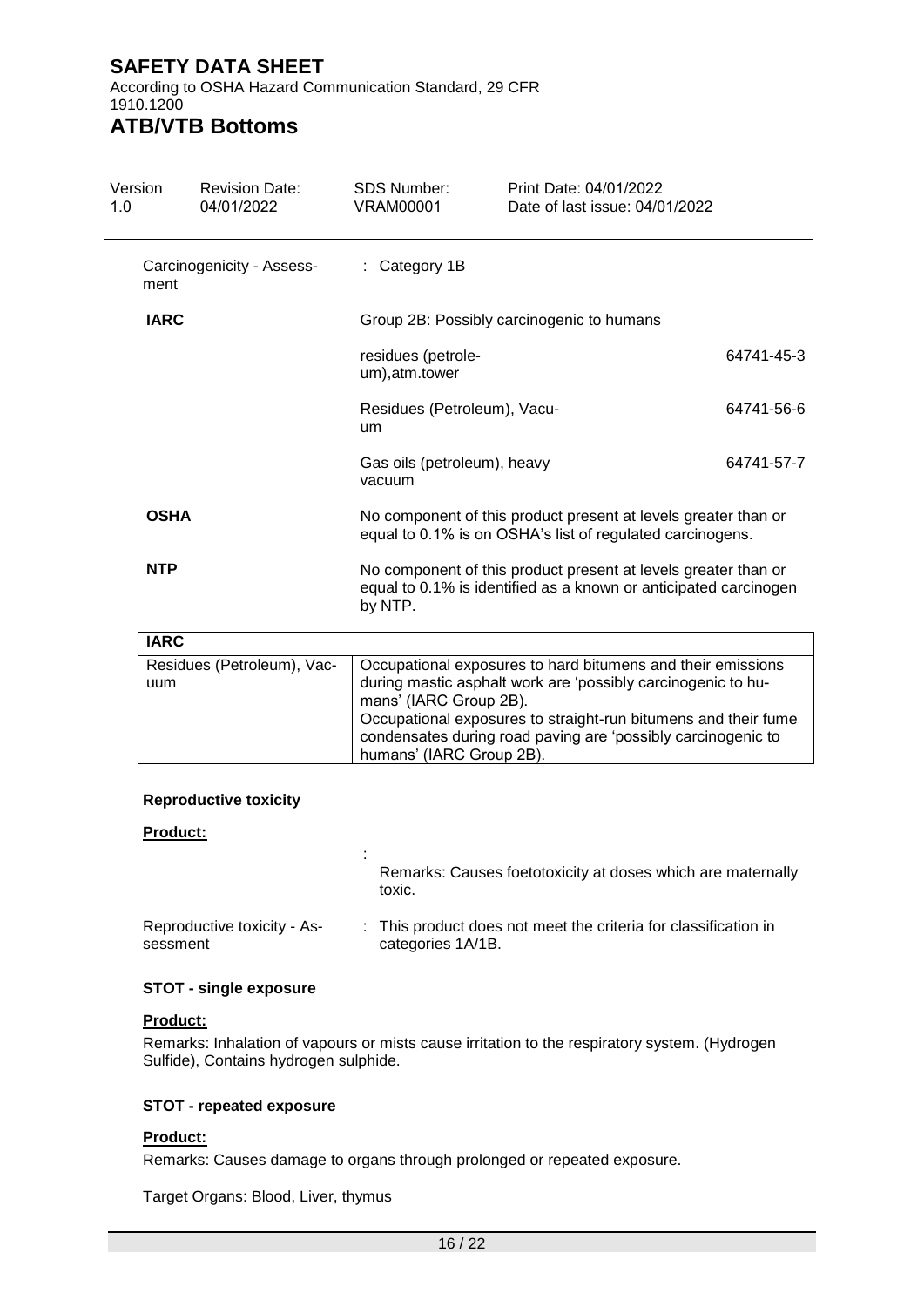Carcinogenicity - Assessment : Category 1B

**IARC**

Group 2B: Possibly carcinogenic to humans

| | |
|---|---|
| residues (petroleum),atm.tower | 64741-45-3 |
| Residues (Petroleum), Vacuum | 64741-56-6 |
| Gas oils (petroleum), heavy vacuum | 64741-57-7 |

**OSHA**

No component of this product present at levels greater than or equal to 0.1% is on OSHA's list of regulated carcinogens.

**NTP**

No component of this product present at levels greater than or equal to 0.1% is identified as a known or anticipated carcinogen by NTP.

| IARC | |
|---|---|
| Residues (Petroleum), Vacuum | Occupational exposures to hard bitumens and their emissions during mastic asphalt work are 'possibly carcinogenic to humans' (IARC Group 2B).<br>Occupational exposures to straight-run bitumens and their fume condensates during road paving are 'possibly carcinogenic to humans' (IARC Group 2B). |

### Reproductive toxicity

**Product:**

: Remarks: Causes foetotoxicity at doses which are maternally toxic.

Reproductive toxicity - Assessment : This product does not meet the criteria for classification in categories 1A/1B.

### STOT - single exposure

**Product:**

Remarks: Inhalation of vapours or mists cause irritation to the respiratory system. (Hydrogen Sulfide), Contains hydrogen sulphide.

### STOT - repeated exposure

**Product:**

Remarks: Causes damage to organs through prolonged or repeated exposure.

Target Organs: Blood, Liver, thymus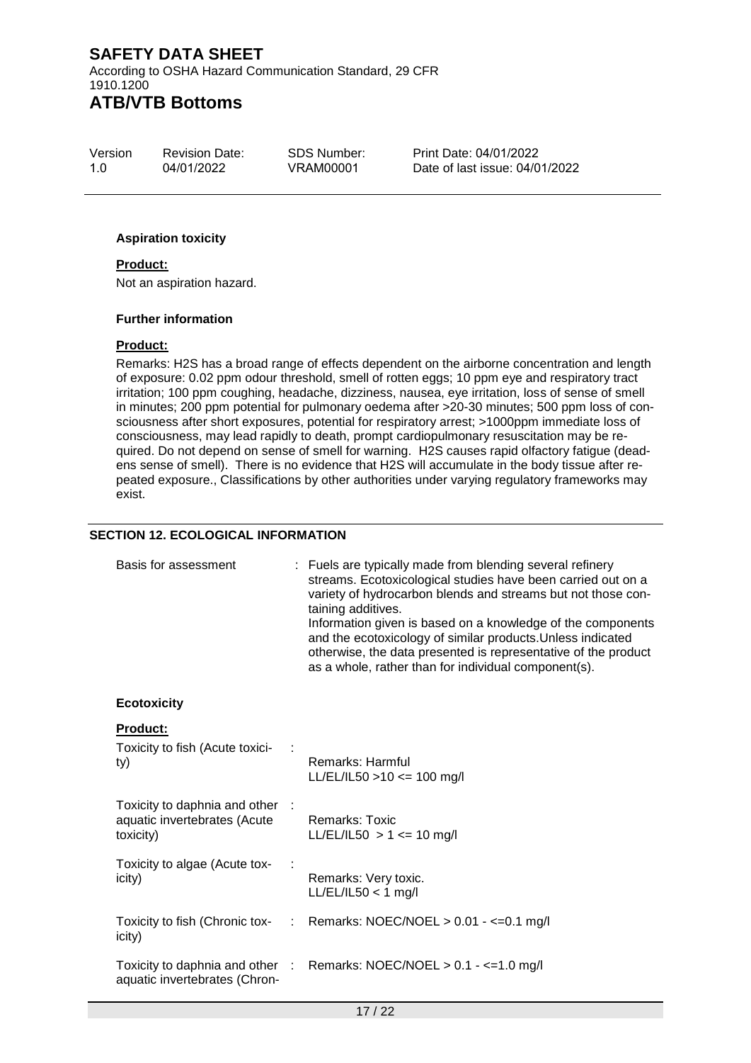#### Aspiration toxicity

**Product:**

Not an aspiration hazard.

#### Further information

**Product:**

Remarks: $H_2S$ has a broad range of effects dependent on the airborne concentration and length of exposure: 0.02 ppm odour threshold, smell of rotten eggs; 10 ppm eye and respiratory tract irritation; 100 ppm coughing, headache, dizziness, nausea, eye irritation, loss of sense of smell in minutes; 200 ppm potential for pulmonary oedema after >20-30 minutes; 500 ppm loss of consciousness after short exposures, potential for respiratory arrest; >1000ppm immediate loss of consciousness, may lead rapidly to death, prompt cardiopulmonary resuscitation may be required. Do not depend on sense of smell for warning. $H_2S$ causes rapid olfactory fatigue (deadens sense of smell). There is no evidence that $H_2S$ will accumulate in the body tissue after repeated exposure., Classifications by other authorities under varying regulatory frameworks may exist.

## SECTION 12. ECOLOGICAL INFORMATION

Basis for assessment : Fuels are typically made from blending several refinery streams. Ecotoxicological studies have been carried out on a variety of hydrocarbon blends and streams but not those containing additives.
Information given is based on a knowledge of the components and the ecotoxicology of similar products.Unless indicated otherwise, the data presented is representative of the product as a whole, rather than for individual component(s).

#### Ecotoxicity

**Product:**

Toxicity to fish (Acute toxicity) :
Remarks: Harmful
LL/EL/IL50 >10 <= 100 mg/l

Toxicity to daphnia and other aquatic invertebrates (Acute toxicity) :
Remarks: Toxic
LL/EL/IL50 > 1 <= 10 mg/l

Toxicity to algae (Acute toxicity) :
Remarks: Very toxic.
LL/EL/IL50 < 1 mg/l

Toxicity to fish (Chronic toxicity) : Remarks: NOEC/NOEL > 0.01 - <=0.1 mg/l

Toxicity to daphnia and other aquatic invertebrates (Chron- : Remarks: NOEC/NOEL > 0.1 - <=1.0 mg/l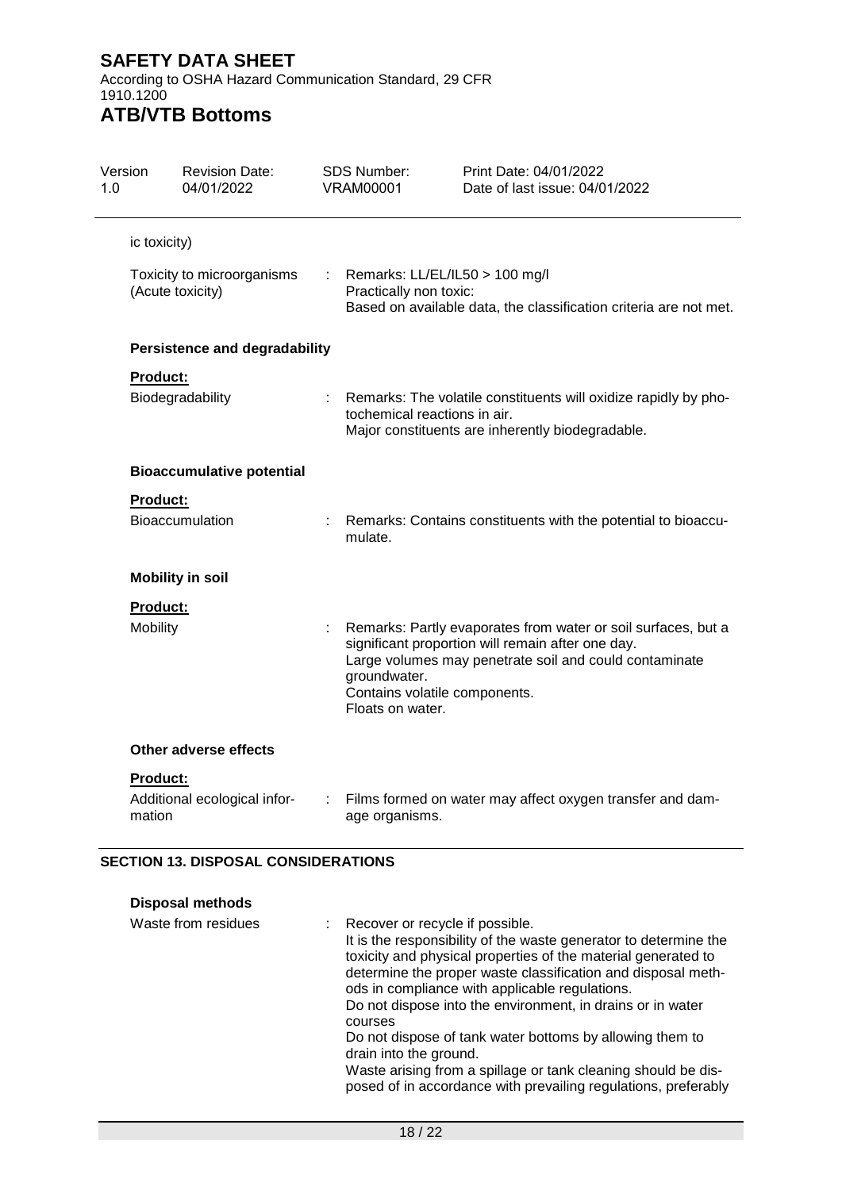ic toxicity)

| | | |
|---|---|---|
| Toxicity to microorganisms (Acute toxicity) | : | Remarks: LL/EL/IL50 > 100 mg/l<br>Practically non toxic:<br>Based on available data, the classification criteria are not met. |

**Persistence and degradability**

**Product:**

| | | |
|---|---|---|
| Biodegradability | : | Remarks: The volatile constituents will oxidize rapidly by photochemical reactions in air.<br>Major constituents are inherently biodegradable. |

**Bioaccumulative potential**

**Product:**

| | | |
|---|---|---|
| Bioaccumulation | : | Remarks: Contains constituents with the potential to bioaccumulate. |

**Mobility in soil**

**Product:**

| | | |
|---|---|---|
| Mobility | : | Remarks: Partly evaporates from water or soil surfaces, but a significant proportion will remain after one day.<br>Large volumes may penetrate soil and could contaminate groundwater.<br>Contains volatile components.<br>Floats on water. |

**Other adverse effects**

**Product:**

| | | |
|---|---|---|
| Additional ecological information | : | Films formed on water may affect oxygen transfer and damage organisms. |

## SECTION 13. DISPOSAL CONSIDERATIONS

**Disposal methods**

| | | |
|---|---|---|
| Waste from residues | : | Recover or recycle if possible.<br>It is the responsibility of the waste generator to determine the toxicity and physical properties of the material generated to determine the proper waste classification and disposal methods in compliance with applicable regulations.<br>Do not dispose into the environment, in drains or in water courses<br>Do not dispose of tank water bottoms by allowing them to drain into the ground.<br>Waste arising from a spillage or tank cleaning should be disposed of in accordance with prevailing regulations, preferably |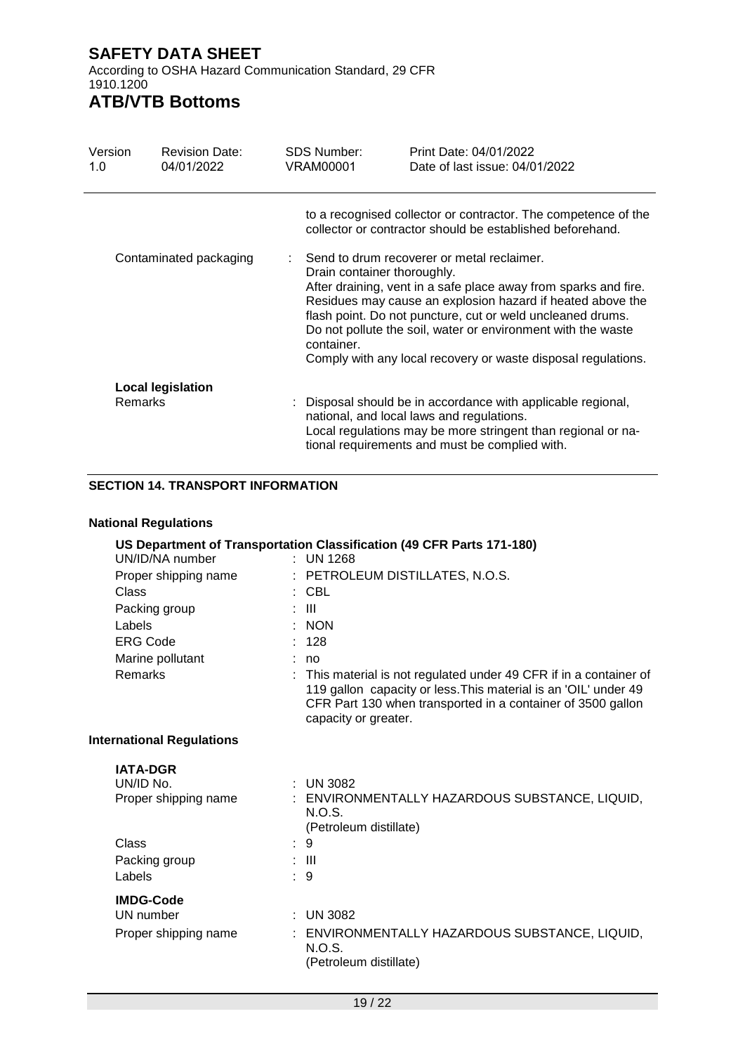to a recognised collector or contractor. The competence of the collector or contractor should be established beforehand.

Contaminated packaging : Send to drum recoverer or metal reclaimer.
Drain container thoroughly.
After draining, vent in a safe place away from sparks and fire.
Residues may cause an explosion hazard if heated above the flash point. Do not puncture, cut or weld uncleaned drums.
Do not pollute the soil, water or environment with the waste container.
Comply with any local recovery or waste disposal regulations.

**Local legislation**

Remarks : Disposal should be in accordance with applicable regional, national, and local laws and regulations.
Local regulations may be more stringent than regional or national requirements and must be complied with.

## SECTION 14. TRANSPORT INFORMATION

### National Regulations

**US Department of Transportation Classification (49 CFR Parts 171-180)**

| | |
|---|---|
| UN/ID/NA number | : UN 1268 |
| Proper shipping name | : PETROLEUM DISTILLATES, N.O.S. |
| Class | : CBL |
| Packing group | : III |
| Labels | : NON |
| ERG Code | : 128 |
| Marine pollutant | : no |
| Remarks | : This material is not regulated under 49 CFR if in a container of 119 gallon capacity or less.This material is an 'OIL' under 49 CFR Part 130 when transported in a container of 3500 gallon capacity or greater. |

### International Regulations

**IATA-DGR**

| | |
|---|---|
| UN/ID No. | : UN 3082 |
| Proper shipping name | : ENVIRONMENTALLY HAZARDOUS SUBSTANCE, LIQUID, N.O.S. (Petroleum distillate) |
| Class | : 9 |
| Packing group | : III |
| Labels | : 9 |

**IMDG-Code**

| | |
|---|---|
| UN number | : UN 3082 |
| Proper shipping name | : ENVIRONMENTALLY HAZARDOUS SUBSTANCE, LIQUID, N.O.S. (Petroleum distillate) |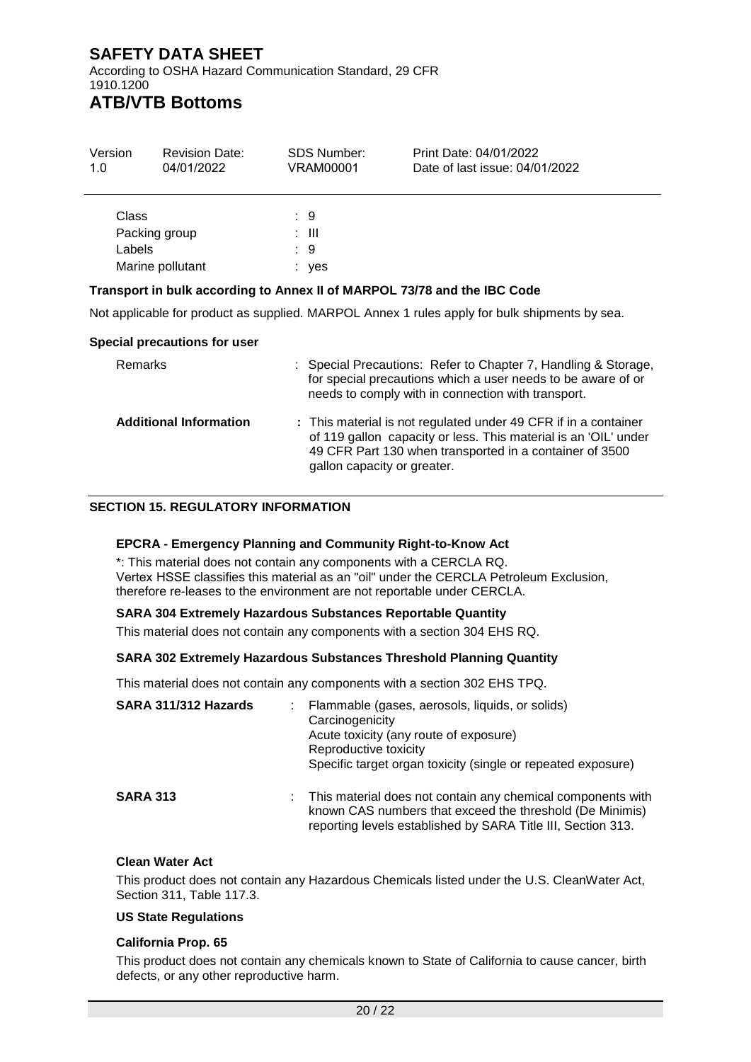| Class | : | 9 |
|---|---|---|
| Packing group | : | III |
| Labels | : | 9 |
| Marine pollutant | : | yes |

**Transport in bulk according to Annex II of MARPOL 73/78 and the IBC Code**

Not applicable for product as supplied. MARPOL Annex 1 rules apply for bulk shipments by sea.

**Special precautions for user**

| | | |
|---|---|---|
| Remarks | : | Special Precautions: Refer to Chapter 7, Handling & Storage, for special precautions which a user needs to be aware of or needs to comply with in connection with transport. |
| **Additional Information** | **:** | This material is not regulated under 49 CFR if in a container of 119 gallon capacity or less. This material is an 'OIL' under 49 CFR Part 130 when transported in a container of 3500 gallon capacity or greater. |

## SECTION 15. REGULATORY INFORMATION

**EPCRA - Emergency Planning and Community Right-to-Know Act**

*: This material does not contain any components with a CERCLA RQ.
Vertex HSSE classifies this material as an "oil" under the CERCLA Petroleum Exclusion, therefore re-leases to the environment are not reportable under CERCLA.

**SARA 304 Extremely Hazardous Substances Reportable Quantity**

This material does not contain any components with a section 304 EHS RQ.

**SARA 302 Extremely Hazardous Substances Threshold Planning Quantity**

This material does not contain any components with a section 302 EHS TPQ.

| | | |
|---|---|---|
| **SARA 311/312 Hazards** | : | Flammable (gases, aerosols, liquids, or solids)<br>Carcinogenicity<br>Acute toxicity (any route of exposure)<br>Reproductive toxicity<br>Specific target organ toxicity (single or repeated exposure) |
| **SARA 313** | : | This material does not contain any chemical components with known CAS numbers that exceed the threshold (De Minimis) reporting levels established by SARA Title III, Section 313. |

**Clean Water Act**

This product does not contain any Hazardous Chemicals listed under the U.S. CleanWater Act, Section 311, Table 117.3.

**US State Regulations**

**California Prop. 65**

This product does not contain any chemicals known to State of California to cause cancer, birth defects, or any other reproductive harm.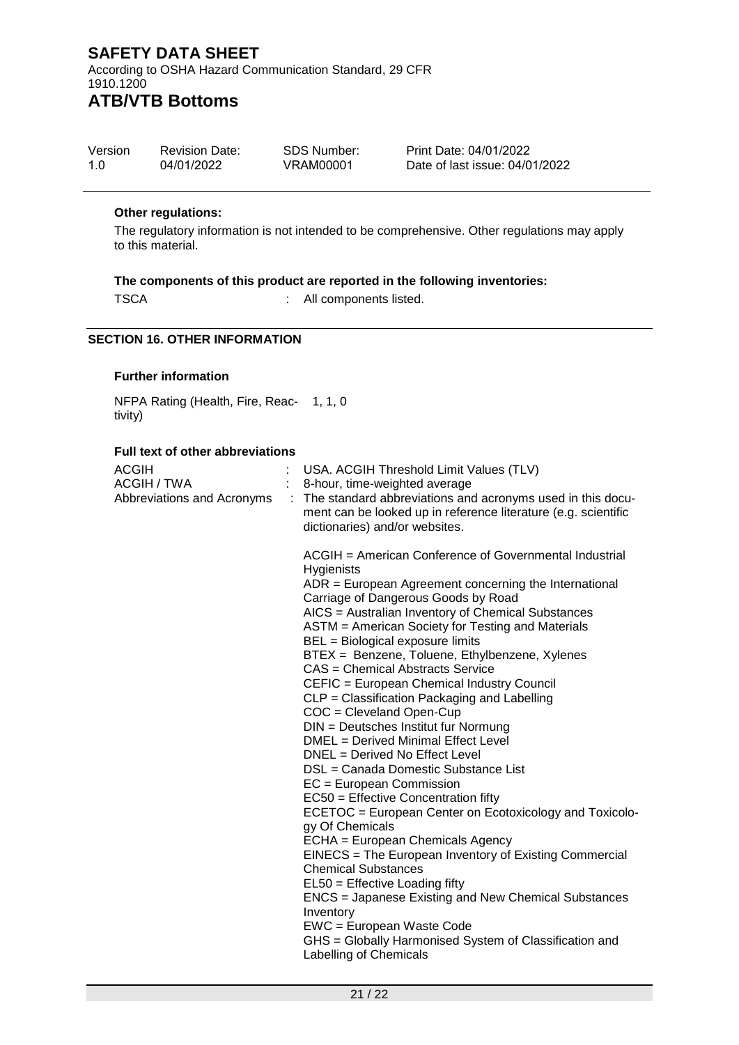**Other regulations:**

The regulatory information is not intended to be comprehensive. Other regulations may apply to this material.

**The components of this product are reported in the following inventories:**

TSCA : All components listed.

## SECTION 16. OTHER INFORMATION

**Further information**

NFPA Rating (Health, Fire, Reactivity) 1, 1, 0

**Full text of other abbreviations**

| | | |
|---|---|---|
| ACGIH | : | USA. ACGIH Threshold Limit Values (TLV) |
| ACGIH / TWA | : | 8-hour, time-weighted average |
| Abbreviations and Acronyms | : | The standard abbreviations and acronyms used in this document can be looked up in reference literature (e.g. scientific dictionaries) and/or websites. |

ACGIH = American Conference of Governmental Industrial Hygienists
ADR = European Agreement concerning the International Carriage of Dangerous Goods by Road
AICS = Australian Inventory of Chemical Substances
ASTM = American Society for Testing and Materials
BEL = Biological exposure limits
BTEX = Benzene, Toluene, Ethylbenzene, Xylenes
CAS = Chemical Abstracts Service
CEFIC = European Chemical Industry Council
CLP = Classification Packaging and Labelling
COC = Cleveland Open-Cup
DIN = Deutsches Institut fur Normung
DMEL = Derived Minimal Effect Level
DNEL = Derived No Effect Level
DSL = Canada Domestic Substance List
EC = European Commission
EC50 = Effective Concentration fifty
ECETOC = European Center on Ecotoxicology and Toxicology Of Chemicals
ECHA = European Chemicals Agency
EINECS = The European Inventory of Existing Commercial Chemical Substances
EL50 = Effective Loading fifty
ENCS = Japanese Existing and New Chemical Substances Inventory
EWC = European Waste Code
GHS = Globally Harmonised System of Classification and Labelling of Chemicals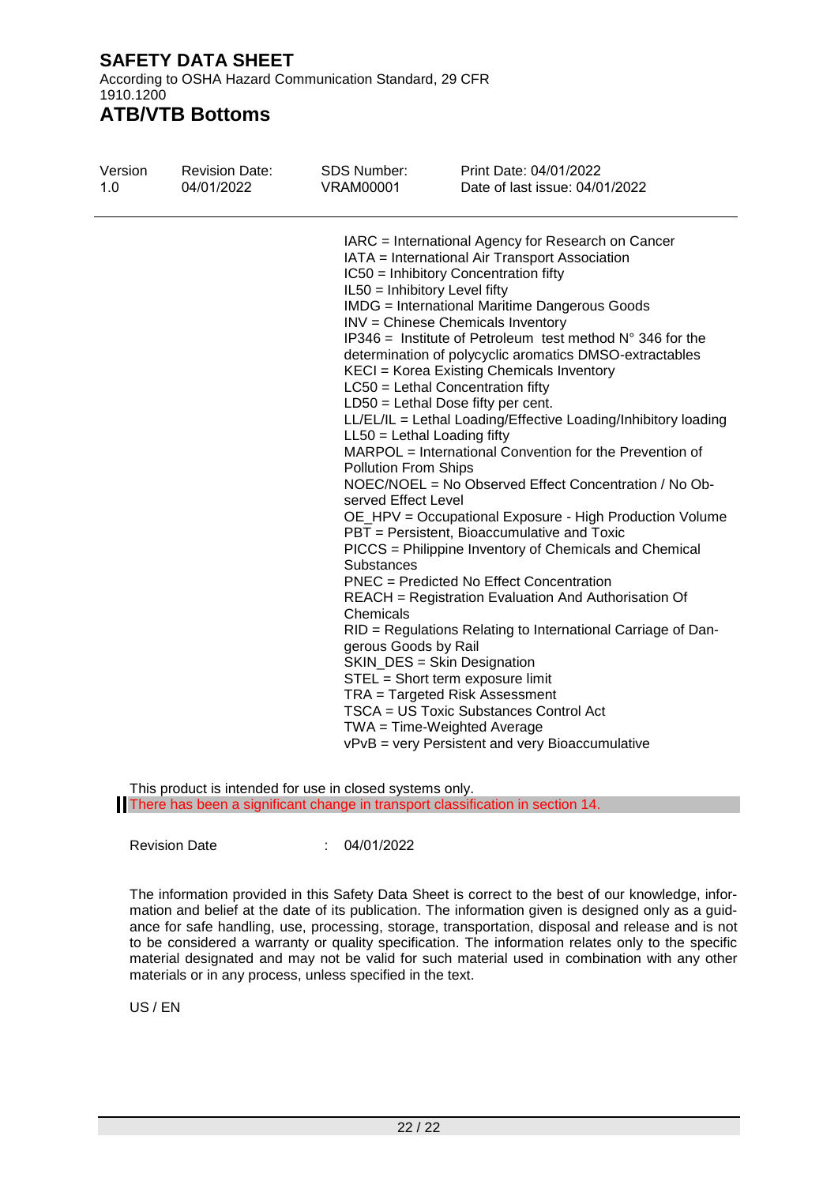IARC = International Agency for Research on Cancer
IATA = International Air Transport Association
IC50 = Inhibitory Concentration fifty
IL50 = Inhibitory Level fifty
IMDG = International Maritime Dangerous Goods
INV = Chinese Chemicals Inventory
IP346 = Institute of Petroleum test method N° 346 for the determination of polycyclic aromatics DMSO-extractables
KECI = Korea Existing Chemicals Inventory
LC50 = Lethal Concentration fifty
LD50 = Lethal Dose fifty per cent.
LL/EL/IL = Lethal Loading/Effective Loading/Inhibitory loading
LL50 = Lethal Loading fifty
MARPOL = International Convention for the Prevention of Pollution From Ships
NOEC/NOEL = No Observed Effect Concentration / No Observed Effect Level
OE_HPV = Occupational Exposure - High Production Volume
PBT = Persistent, Bioaccumulative and Toxic
PICCS = Philippine Inventory of Chemicals and Chemical Substances
PNEC = Predicted No Effect Concentration
REACH = Registration Evaluation And Authorisation Of Chemicals
RID = Regulations Relating to International Carriage of Dangerous Goods by Rail
SKIN_DES = Skin Designation
STEL = Short term exposure limit
TRA = Targeted Risk Assessment
TSCA = US Toxic Substances Control Act
TWA = Time-Weighted Average
vPvB = very Persistent and very Bioaccumulative

This product is intended for use in closed systems only.
There has been a significant change in transport classification in section 14.

Revision Date : 04/01/2022

The information provided in this Safety Data Sheet is correct to the best of our knowledge, information and belief at the date of its publication. The information given is designed only as a guidance for safe handling, use, processing, storage, transportation, disposal and release and is not to be considered a warranty or quality specification. The information relates only to the specific material designated and may not be valid for such material used in combination with any other materials or in any process, unless specified in the text.

US / EN